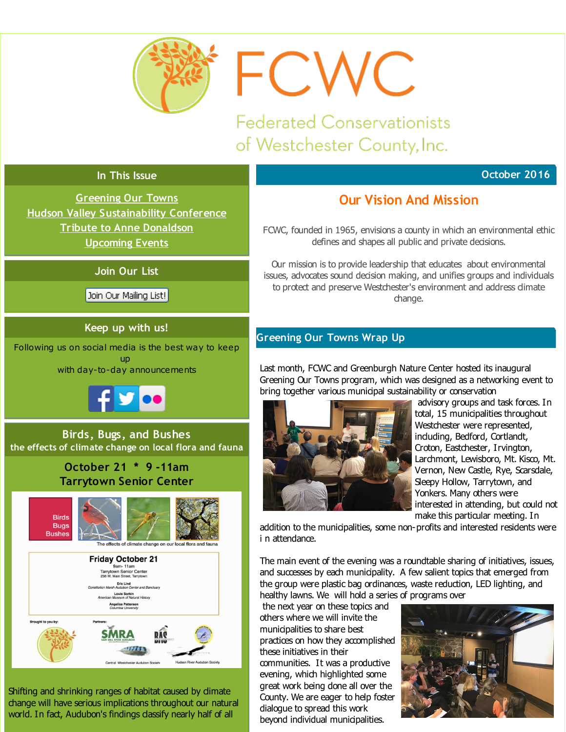# FCWC

Federated Conservationists of Westchester County, Inc.

## In This Issue

- Greening Our Towns
- Hudson Valley Sustainability Conference
- Tribute to Anne Donaldson
- Upcoming Events

## Join Our List

Join Our Mailing List!

## Keep up with us!

Following us on social media is the best way to keep up with day-to-day announcements

## Birds, Bugs, and Bushes

the effects of climate change on local flora and fauna

**October 21 * 9 -11am**
**Tarrytown Senior Center**

Birds Bugs Bushes

The effects of climate change on our local flora and fauna

Friday October 21
9am- 11am
Tarrytown Senior Center
238 W. Main Street, Tarrytown

Eric Lind
Constitution Marsh Audubon Center and Sanctuary

Louis Sorkin
American Museum of Natural History

Angelica Patterson
Columbia University

Brought to you by:

Partners: SMRA Saw Mill River Audubon, BAS, Central Westchester Audubon Society, Hudson River Audubon Society

Shifting and shrinking ranges of habitat caused by climate change will have serious implications throughout our natural world. In fact, Audubon's findings classify nearly half of all

October 2016

## Our Vision And Mission

FCWC, founded in 1965, envisions a county in which an environmental ethic defines and shapes all public and private decisions.

Our mission is to provide leadership that educates about environmental issues, advocates sound decision making, and unifies groups and individuals to protect and preserve Westchester's environment and address climate change.

## Greening Our Towns Wrap Up

Last month, FCWC and Greenburgh Nature Center hosted its inaugural Greening Our Towns program, which was designed as a networking event to bring together various municipal sustainability or conservation advisory groups and task forces. In total, 15 municipalities throughout Westchester were represented, including, Bedford, Cortlandt, Croton, Eastchester, Irvington, Larchmont, Lewisboro, Mt. Kisco, Mt. Vernon, New Castle, Rye, Scarsdale, Sleepy Hollow, Tarrytown, and Yonkers. Many others were interested in attending, but could not make this particular meeting. In addition to the municipalities, some non-profits and interested residents were i n attendance.

The main event of the evening was a roundtable sharing of initiatives, issues, and successes by each municipality. A few salient topics that emerged from the group were plastic bag ordinances, waste reduction, LED lighting, and healthy lawns. We will hold a series of programs over the next year on these topics and others where we will invite the municipalities to share best practices on how they accomplished these initiatives in their communities. It was a productive evening, which highlighted some great work being done all over the County. We are eager to help foster dialogue to spread this work beyond individual municipalities.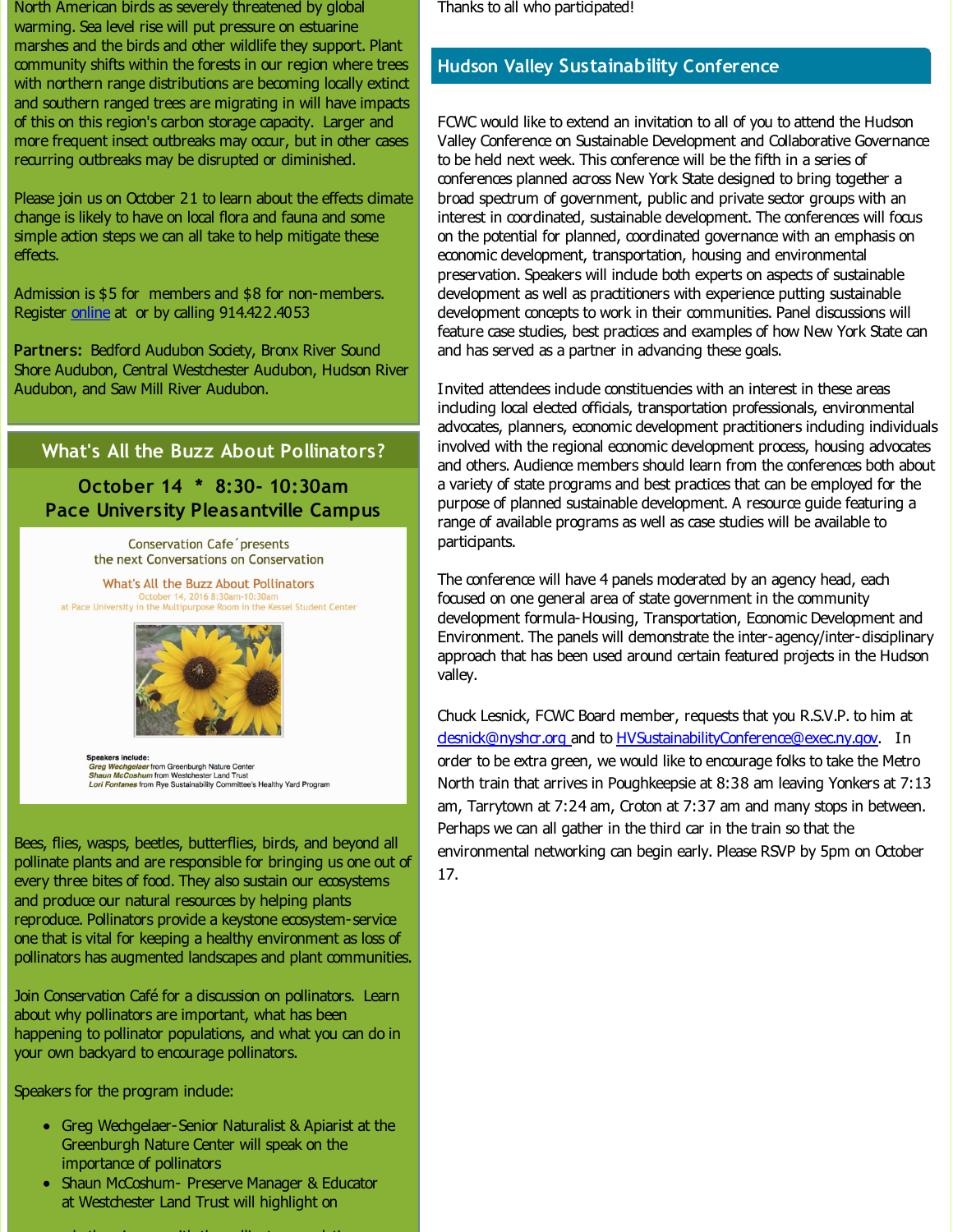North American birds as severely threatened by global warming. Sea level rise will put pressure on estuarine marshes and the birds and other wildlife they support. Plant community shifts within the forests in our region where trees with northern range distributions are becoming locally extinct and southern ranged trees are migrating in will have impacts of this on this region's carbon storage capacity. Larger and more frequent insect outbreaks may occur, but in other cases recurring outbreaks may be disrupted or diminished.

Please join us on October 21 to learn about the effects climate change is likely to have on local flora and fauna and some simple action steps we can all take to help mitigate these effects.

Admission is $5 for members and $8 for non-members. Register online at or by calling 914.422.4053

**Partners:** Bedford Audubon Society, Bronx River Sound Shore Audubon, Central Westchester Audubon, Hudson River Audubon, and Saw Mill River Audubon.

## What's All the Buzz About Pollinators?

### October 14 * 8:30- 10:30am
### Pace University Pleasantville Campus

Conservation Cafe´ presents
the next Conversations on Conservation

What's All the Buzz About Pollinators
October 14, 2016 8:30am-10:30am
at Pace University in the Multipurpose Room in the Kessel Student Center

Speakers include:
*Greg Wechgelaer* from Greenburgh Nature Center
*Shaun McCoshum* from Westchester Land Trust
*Lori Fontanes* from Rye Sustainability Committee's Healthy Yard Program

Bees, flies, wasps, beetles, butterflies, birds, and beyond all pollinate plants and are responsible for bringing us one out of every three bites of food. They also sustain our ecosystems and produce our natural resources by helping plants reproduce. Pollinators provide a keystone ecosystem-service one that is vital for keeping a healthy environment as loss of pollinators has augmented landscapes and plant communities.

Join Conservation Café for a discussion on pollinators. Learn about why pollinators are important, what has been happening to pollinator populations, and what you can do in your own backyard to encourage pollinators.

Speakers for the program include:

- Greg Wechgelaer-Senior Naturalist & Apiarist at the Greenburgh Nature Center will speak on the importance of pollinators
- Shaun McCoshum- Preserve Manager & Educator at Westchester Land Trust will highlight on

Thanks to all who participated!

## Hudson Valley Sustainability Conference

FCWC would like to extend an invitation to all of you to attend the Hudson Valley Conference on Sustainable Development and Collaborative Governance to be held next week. This conference will be the fifth in a series of conferences planned across New York State designed to bring together a broad spectrum of government, public and private sector groups with an interest in coordinated, sustainable development. The conferences will focus on the potential for planned, coordinated governance with an emphasis on economic development, transportation, housing and environmental preservation. Speakers will include both experts on aspects of sustainable development as well as practitioners with experience putting sustainable development concepts to work in their communities. Panel discussions will feature case studies, best practices and examples of how New York State can and has served as a partner in advancing these goals.

Invited attendees include constituencies with an interest in these areas including local elected officials, transportation professionals, environmental advocates, planners, economic development practitioners including individuals involved with the regional economic development process, housing advocates and others. Audience members should learn from the conferences both about a variety of state programs and best practices that can be employed for the purpose of planned sustainable development. A resource guide featuring a range of available programs as well as case studies will be available to participants.

The conference will have 4 panels moderated by an agency head, each focused on one general area of state government in the community development formula-Housing, Transportation, Economic Development and Environment. The panels will demonstrate the inter-agency/inter-disciplinary approach that has been used around certain featured projects in the Hudson valley.

Chuck Lesnick, FCWC Board member, requests that you R.S.V.P. to him at clesnick@nyshcr.org and to HVSustainabilityConference@exec.ny.gov. In order to be extra green, we would like to encourage folks to take the Metro North train that arrives in Poughkeepsie at 8:38 am leaving Yonkers at 7:13 am, Tarrytown at 7:24 am, Croton at 7:37 am and many stops in between. Perhaps we can all gather in the third car in the train so that the environmental networking can begin early. Please RSVP by 5pm on October 17.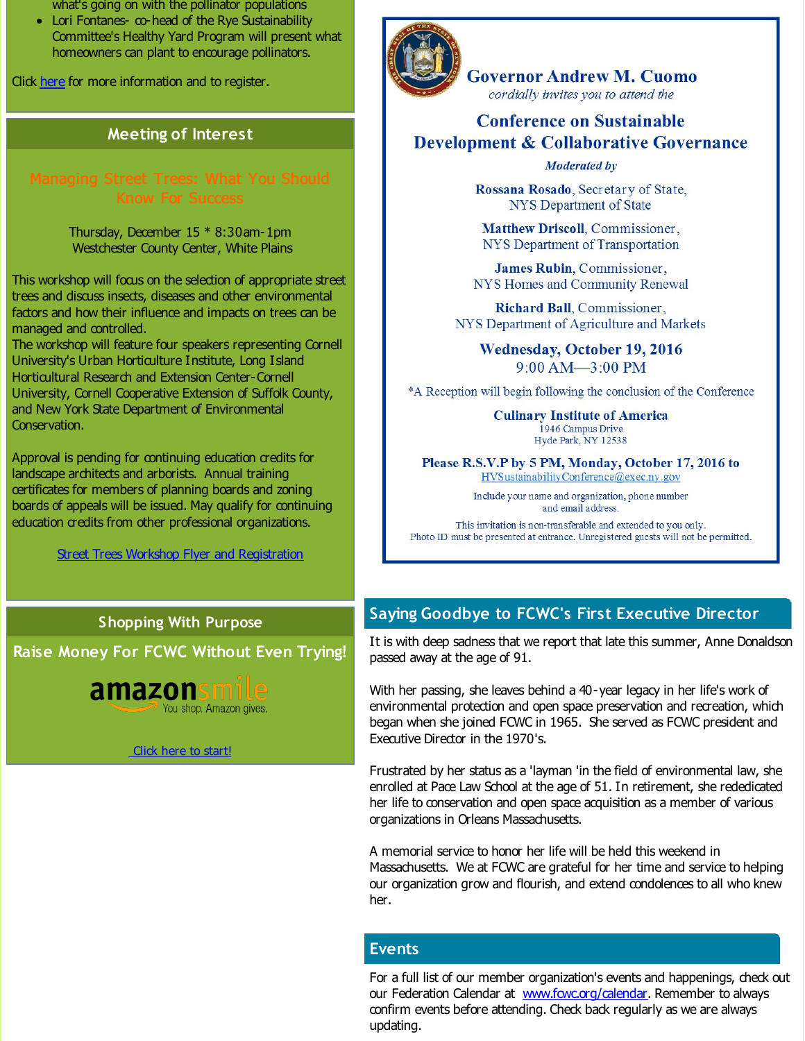what's going on with the pollinator populations

- Lori Fontanes- co-head of the Rye Sustainability Committee's Healthy Yard Program will present what homeowners can plant to encourage pollinators.

Click here for more information and to register.

## Meeting of Interest

### Managing Street Trees: What You Should Know For Success

Thursday, December 15 * 8:30am-1pm
Westchester County Center, White Plains

This workshop will focus on the selection of appropriate street trees and discuss insects, diseases and other environmental factors and how their influence and impacts on trees can be managed and controlled.
The workshop will feature four speakers representing Cornell University's Urban Horticulture Institute, Long Island Horticultural Research and Extension Center-Cornell University, Cornell Cooperative Extension of Suffolk County, and New York State Department of Environmental Conservation.

Approval is pending for continuing education credits for landscape architects and arborists. Annual training certificates for members of planning boards and zoning boards of appeals will be issued. May qualify for continuing education credits from other professional organizations.

Street Trees Workshop Flyer and Registration

## Shopping With Purpose

### Raise Money For FCWC Without Even Trying!

amazonsmile
You shop. Amazon gives.

Click here to start!

**Governor Andrew M. Cuomo**
*cordially invites you to attend the*

**Conference on Sustainable Development & Collaborative Governance**

***Moderated by***

**Rossana Rosado**, Secretary of State,
NYS Department of State

**Matthew Driscoll**, Commissioner,
NYS Department of Transportation

**James Rubin**, Commissioner,
NYS Homes and Community Renewal

**Richard Ball**, Commissioner,
NYS Department of Agriculture and Markets

**Wednesday, October 19, 2016**
9:00 AM—3:00 PM

*A Reception will begin following the conclusion of the Conference

**Culinary Institute of America**
1946 Campus Drive
Hyde Park, NY 12538

**Please R.S.V.P by 5 PM, Monday, October 17, 2016 to**
HVSustainabilityConference@exec.ny.gov

Include your name and organization, phone number and email address.

This invitation is non-transferable and extended to you only.
Photo ID must be presented at entrance. Unregistered guests will not be permitted.

## Saying Goodbye to FCWC's First Executive Director

It is with deep sadness that we report that late this summer, Anne Donaldson passed away at the age of 91.

With her passing, she leaves behind a 40-year legacy in her life's work of environmental protection and open space preservation and recreation, which began when she joined FCWC in 1965. She served as FCWC president and Executive Director in the 1970's.

Frustrated by her status as a 'layman 'in the field of environmental law, she enrolled at Pace Law School at the age of 51. In retirement, she rededicated her life to conservation and open space acquisition as a member of various organizations in Orleans Massachusetts.

A memorial service to honor her life will be held this weekend in Massachusetts. We at FCWC are grateful for her time and service to helping our organization grow and flourish, and extend condolences to all who knew her.

## Events

For a full list of our member organization's events and happenings, check out our Federation Calendar at www.fcwc.org/calendar. Remember to always confirm events before attending. Check back regularly as we are always updating.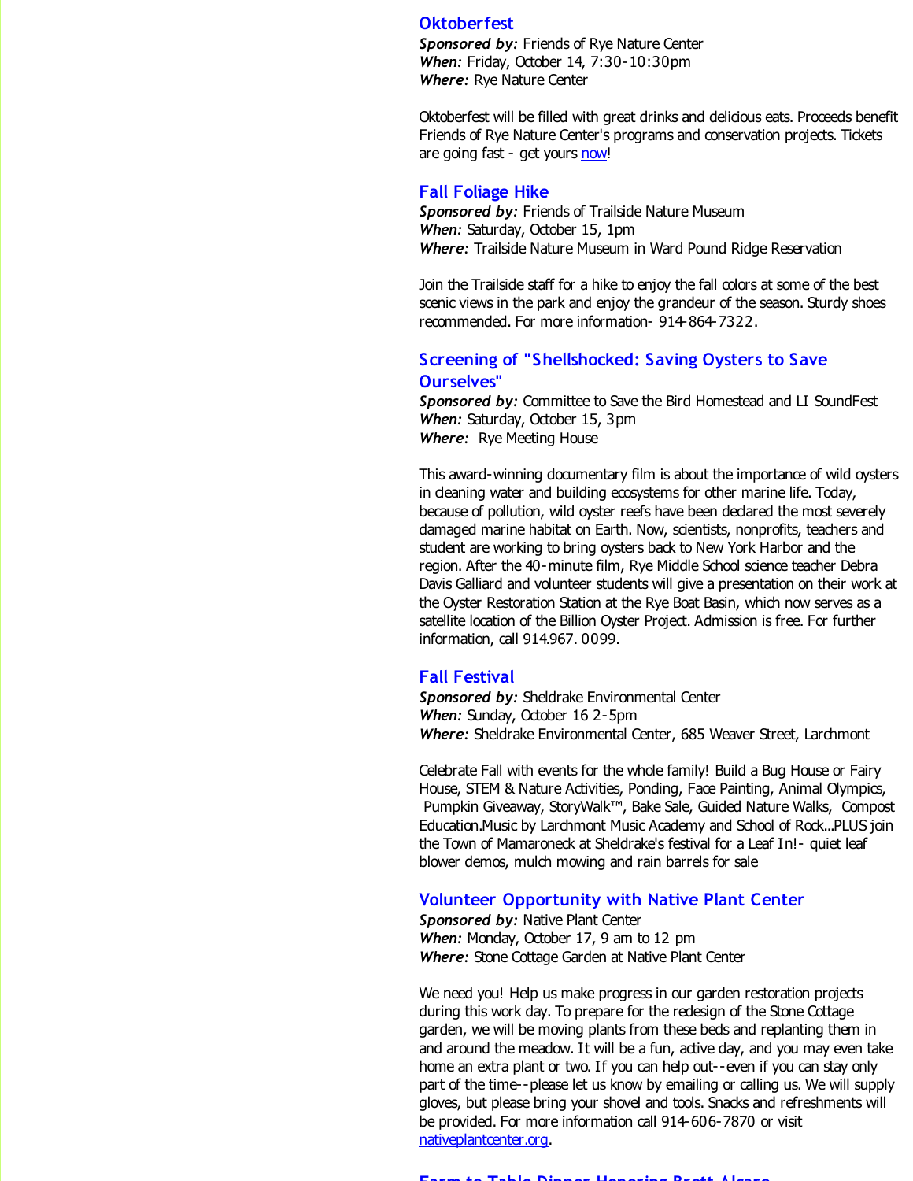### Oktoberfest

***Sponsored by:*** Friends of Rye Nature Center
***When:*** Friday, October 14, 7:30-10:30pm
***Where:*** Rye Nature Center

Oktoberfest will be filled with great drinks and delicious eats. Proceeds benefit Friends of Rye Nature Center's programs and conservation projects. Tickets are going fast - get yours now!

### Fall Foliage Hike

***Sponsored by:*** Friends of Trailside Nature Museum
***When:*** Saturday, October 15, 1pm
***Where:*** Trailside Nature Museum in Ward Pound Ridge Reservation

Join the Trailside staff for a hike to enjoy the fall colors at some of the best scenic views in the park and enjoy the grandeur of the season. Sturdy shoes recommended. For more information- 914-864-7322.

### Screening of "Shellshocked: Saving Oysters to Save Ourselves"

***Sponsored by:*** Committee to Save the Bird Homestead and LI SoundFest
***When:*** Saturday, October 15, 3pm
***Where:*** Rye Meeting House

This award-winning documentary film is about the importance of wild oysters in cleaning water and building ecosystems for other marine life. Today, because of pollution, wild oyster reefs have been declared the most severely damaged marine habitat on Earth. Now, scientists, nonprofits, teachers and student are working to bring oysters back to New York Harbor and the region. After the 40-minute film, Rye Middle School science teacher Debra Davis Galliard and volunteer students will give a presentation on their work at the Oyster Restoration Station at the Rye Boat Basin, which now serves as a satellite location of the Billion Oyster Project. Admission is free. For further information, call 914.967. 0099.

### Fall Festival

***Sponsored by:*** Sheldrake Environmental Center
***When:*** Sunday, October 16 2-5pm
***Where:*** Sheldrake Environmental Center, 685 Weaver Street, Larchmont

Celebrate Fall with events for the whole family! Build a Bug House or Fairy House, STEM & Nature Activities, Ponding, Face Painting, Animal Olympics, Pumpkin Giveaway, StoryWalk™, Bake Sale, Guided Nature Walks, Compost Education.Music by Larchmont Music Academy and School of Rock...PLUS join the Town of Mamaroneck at Sheldrake's festival for a Leaf In!- quiet leaf blower demos, mulch mowing and rain barrels for sale

### Volunteer Opportunity with Native Plant Center

***Sponsored by:*** Native Plant Center
***When:*** Monday, October 17, 9 am to 12 pm
***Where:*** Stone Cottage Garden at Native Plant Center

We need you! Help us make progress in our garden restoration projects during this work day. To prepare for the redesign of the Stone Cottage garden, we will be moving plants from these beds and replanting them in and around the meadow. It will be a fun, active day, and you may even take home an extra plant or two. If you can help out--even if you can stay only part of the time--please let us know by emailing or calling us. We will supply gloves, but please bring your shovel and tools. Snacks and refreshments will be provided. For more information call 914-606-7870 or visit nativeplantcenter.org.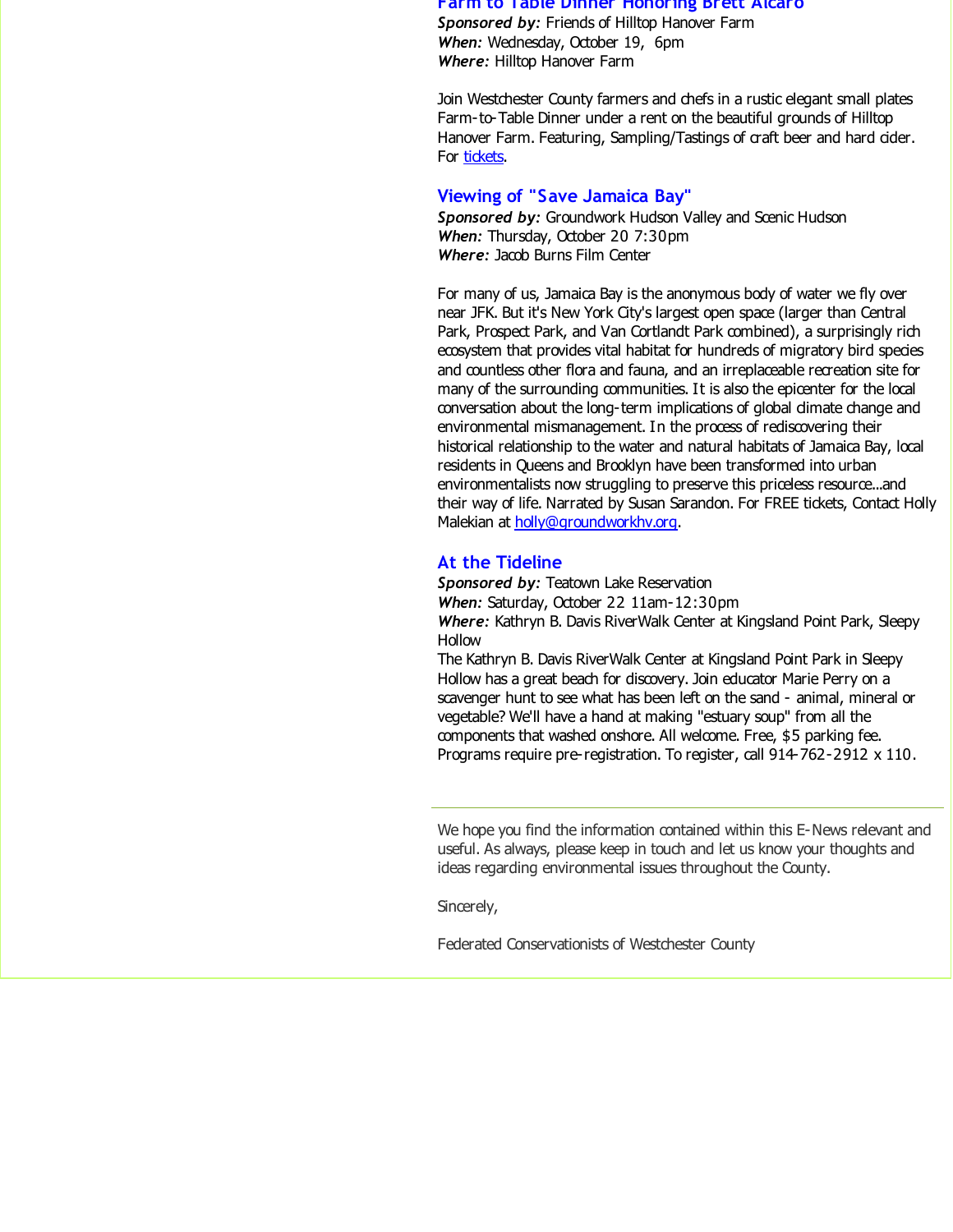### Farm to Table Dinner Honoring Brett Alcaro

***Sponsored by:*** Friends of Hilltop Hanover Farm
***When:*** Wednesday, October 19, 6pm
***Where:*** Hilltop Hanover Farm

Join Westchester County farmers and chefs in a rustic elegant small plates Farm-to-Table Dinner under a rent on the beautiful grounds of Hilltop Hanover Farm. Featuring, Sampling/Tastings of craft beer and hard cider. For tickets.

### Viewing of "Save Jamaica Bay"

***Sponsored by:*** Groundwork Hudson Valley and Scenic Hudson
***When:*** Thursday, October 20 7:30pm
***Where:*** Jacob Burns Film Center

For many of us, Jamaica Bay is the anonymous body of water we fly over near JFK. But it's New York City's largest open space (larger than Central Park, Prospect Park, and Van Cortlandt Park combined), a surprisingly rich ecosystem that provides vital habitat for hundreds of migratory bird species and countless other flora and fauna, and an irreplaceable recreation site for many of the surrounding communities. It is also the epicenter for the local conversation about the long-term implications of global climate change and environmental mismanagement. In the process of rediscovering their historical relationship to the water and natural habitats of Jamaica Bay, local residents in Queens and Brooklyn have been transformed into urban environmentalists now struggling to preserve this priceless resource...and their way of life. Narrated by Susan Sarandon. For FREE tickets, Contact Holly Malekian at holly@groundworkhv.org.

### At the Tideline

***Sponsored by:*** Teatown Lake Reservation
***When:*** Saturday, October 22 11am-12:30pm
***Where:*** Kathryn B. Davis RiverWalk Center at Kingsland Point Park, Sleepy Hollow

The Kathryn B. Davis RiverWalk Center at Kingsland Point Park in Sleepy Hollow has a great beach for discovery. Join educator Marie Perry on a scavenger hunt to see what has been left on the sand - animal, mineral or vegetable? We'll have a hand at making "estuary soup" from all the components that washed onshore. All welcome. Free, $5 parking fee. Programs require pre-registration. To register, call 914-762-2912 x 110.

---

We hope you find the information contained within this E-News relevant and useful. As always, please keep in touch and let us know your thoughts and ideas regarding environmental issues throughout the County.

Sincerely,

Federated Conservationists of Westchester County